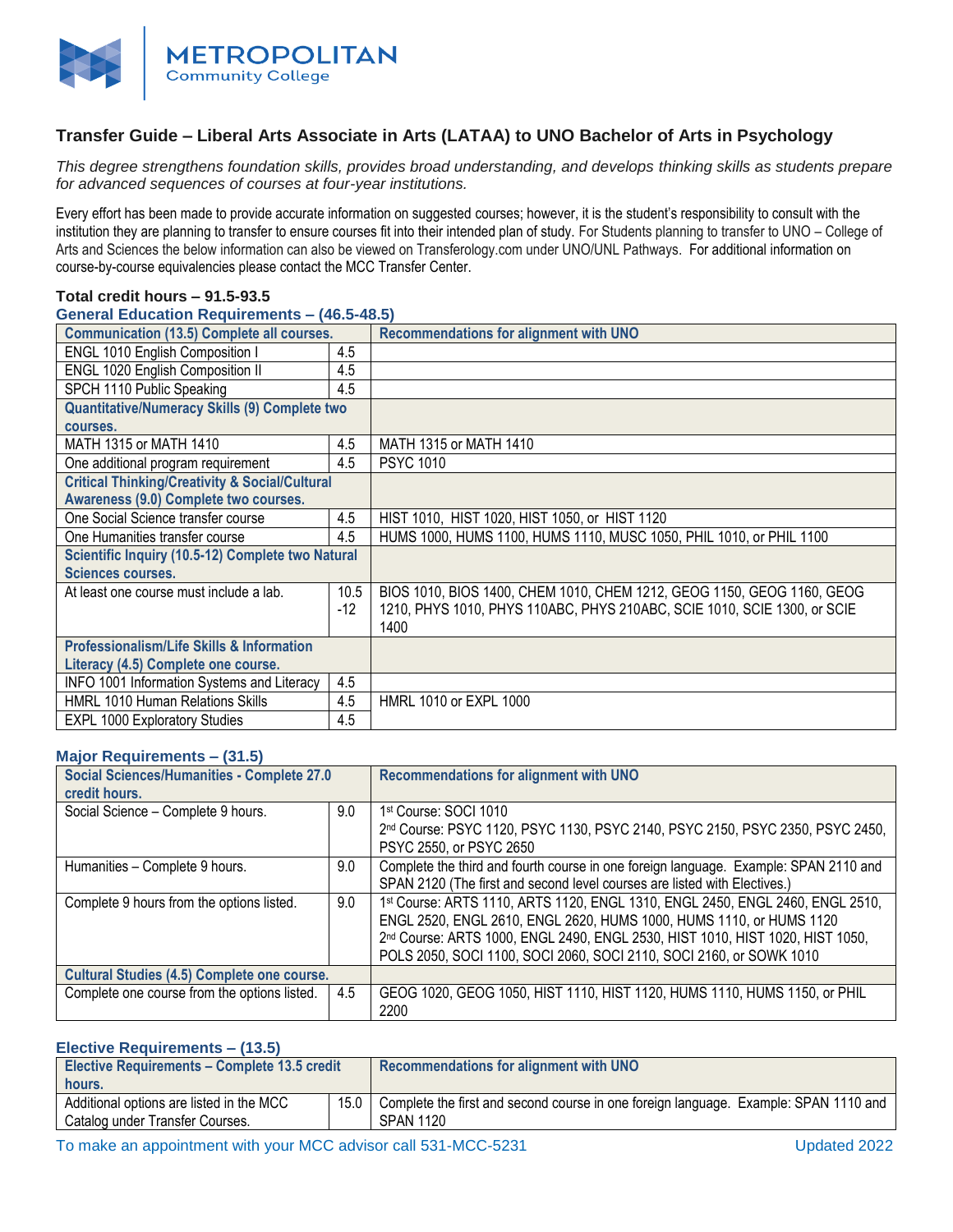METROPOLITAN
Community College

# Transfer Guide – Liberal Arts Associate in Arts (LATAA) to UNO Bachelor of Arts in Psychology

*This degree strengthens foundation skills, provides broad understanding, and develops thinking skills as students prepare for advanced sequences of courses at four-year institutions.*

Every effort has been made to provide accurate information on suggested courses; however, it is the student's responsibility to consult with the institution they are planning to transfer to ensure courses fit into their intended plan of study. For Students planning to transfer to UNO – College of Arts and Sciences the below information can also be viewed on Transferology.com under UNO/UNL Pathways. For additional information on course-by-course equivalencies please contact the MCC Transfer Center.

**Total credit hours – 91.5-93.5**

## General Education Requirements – (46.5-48.5)

| Communication (13.5) Complete all courses. | | Recommendations for alignment with UNO |
|---|---|---|
| ENGL 1010 English Composition I | 4.5 | |
| ENGL 1020 English Composition II | 4.5 | |
| SPCH 1110 Public Speaking | 4.5 | |
| **Quantitative/Numeracy Skills (9) Complete two courses.** | | |
| MATH 1315 or MATH 1410 | 4.5 | MATH 1315 or MATH 1410 |
| One additional program requirement | 4.5 | PSYC 1010 |
| **Critical Thinking/Creativity & Social/Cultural Awareness (9.0) Complete two courses.** | | |
| One Social Science transfer course | 4.5 | HIST 1010, HIST 1020, HIST 1050, or HIST 1120 |
| One Humanities transfer course | 4.5 | HUMS 1000, HUMS 1100, HUMS 1110, MUSC 1050, PHIL 1010, or PHIL 1100 |
| **Scientific Inquiry (10.5-12) Complete two Natural Sciences courses.** | | |
| At least one course must include a lab. | 10.5 -12 | BIOS 1010, BIOS 1400, CHEM 1010, CHEM 1212, GEOG 1150, GEOG 1160, GEOG 1210, PHYS 1010, PHYS 110ABC, PHYS 210ABC, SCIE 1010, SCIE 1300, or SCIE 1400 |
| **Professionalism/Life Skills & Information Literacy (4.5) Complete one course.** | | |
| INFO 1001 Information Systems and Literacy | 4.5 | |
| HMRL 1010 Human Relations Skills | 4.5 | HMRL 1010 or EXPL 1000 |
| EXPL 1000 Exploratory Studies | 4.5 | |

## Major Requirements – (31.5)

| Social Sciences/Humanities - Complete 27.0 credit hours. | | Recommendations for alignment with UNO |
|---|---|---|
| Social Science – Complete 9 hours. | 9.0 | 1st Course: SOCI 1010<br>2nd Course: PSYC 1120, PSYC 1130, PSYC 2140, PSYC 2150, PSYC 2350, PSYC 2450, PSYC 2550, or PSYC 2650 |
| Humanities – Complete 9 hours. | 9.0 | Complete the third and fourth course in one foreign language. Example: SPAN 2110 and SPAN 2120 (The first and second level courses are listed with Electives.) |
| Complete 9 hours from the options listed. | 9.0 | 1st Course: ARTS 1110, ARTS 1120, ENGL 1310, ENGL 2450, ENGL 2460, ENGL 2510, ENGL 2520, ENGL 2610, ENGL 2620, HUMS 1000, HUMS 1110, or HUMS 1120<br>2nd Course: ARTS 1000, ENGL 2490, ENGL 2530, HIST 1010, HIST 1020, HIST 1050, POLS 2050, SOCI 1100, SOCI 2060, SOCI 2110, SOCI 2160, or SOWK 1010 |
| **Cultural Studies (4.5) Complete one course.** | | |
| Complete one course from the options listed. | 4.5 | GEOG 1020, GEOG 1050, HIST 1110, HIST 1120, HUMS 1110, HUMS 1150, or PHIL 2200 |

## Elective Requirements – (13.5)

| Elective Requirements – Complete 13.5 credit hours. | | Recommendations for alignment with UNO |
|---|---|---|
| Additional options are listed in the MCC Catalog under Transfer Courses. | 15.0 | Complete the first and second course in one foreign language. Example: SPAN 1110 and SPAN 1120 |

To make an appointment with your MCC advisor call 531-MCC-5231

Updated 2022